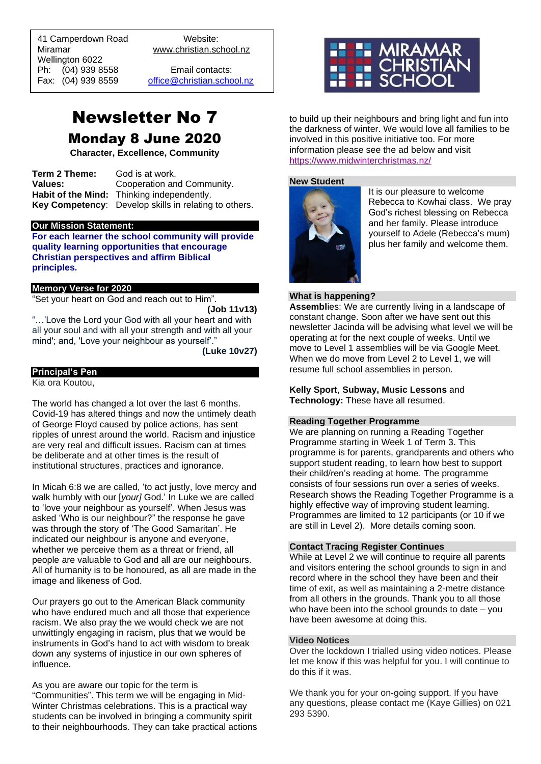41 Camperdown Road
Miramar
Wellington 6022
Ph: (04) 939 8558
Fax: (04) 939 8559

Website:
www.christian.school.nz

Email contacts:
office@christian.school.nz

MIRAMAR CHRISTIAN SCHOOL

# Newsletter No 7

## Monday 8 June 2020

**Character, Excellence, Community**

| | |
|---|---|
| **Term 2 Theme:** | God is at work. |
| **Values:** | Cooperation and Community. |
| **Habit of the Mind:** | Thinking independently. |
| **Key Competency**: | Develop skills in relating to others. |

### Our Mission Statement:

**For each learner the school community will provide quality learning opportunities that encourage Christian perspectives and affirm Biblical principles.**

### Memory Verse for 2020

"Set your heart on God and reach out to Him".
**(Job 11v13)**

"…'Love the Lord your God with all your heart and with all your soul and with all your strength and with all your mind'; and, 'Love your neighbour as yourself'."
**(Luke 10v27)**

### Principal's Pen

Kia ora Koutou,

The world has changed a lot over the last 6 months. Covid-19 has altered things and now the untimely death of George Floyd caused by police actions, has sent ripples of unrest around the world. Racism and injustice are very real and difficult issues. Racism can at times be deliberate and at other times is the result of institutional structures, practices and ignorance.

In Micah 6:8 we are called, 'to act justly, love mercy and walk humbly with our [*your]* God.' In Luke we are called to 'love your neighbour as yourself'. When Jesus was asked 'Who is our neighbour?" the response he gave was through the story of 'The Good Samaritan'. He indicated our neighbour is anyone and everyone, whether we perceive them as a threat or friend, all people are valuable to God and all are our neighbours. All of humanity is to be honoured, as all are made in the image and likeness of God.

Our prayers go out to the American Black community who have endured much and all those that experience racism. We also pray the we would check we are not unwittingly engaging in racism, plus that we would be instruments in God's hand to act with wisdom to break down any systems of injustice in our own spheres of influence.

As you are aware our topic for the term is "Communities". This term we will be engaging in Mid-Winter Christmas celebrations. This is a practical way students can be involved in bringing a community spirit to their neighbourhoods. They can take practical actions to build up their neighbours and bring light and fun into the darkness of winter. We would love all families to be involved in this positive initiative too. For more information please see the ad below and visit https://www.midwinterchristmas.nz/

### New Student

It is our pleasure to welcome Rebecca to Kowhai class. We pray God's richest blessing on Rebecca and her family. Please introduce yourself to Adele (Rebecca's mum) plus her family and welcome them.

### What is happening?

**Assembl**ies: We are currently living in a landscape of constant change. Soon after we have sent out this newsletter Jacinda will be advising what level we will be operating at for the next couple of weeks. Until we move to Level 1 assemblies will be via Google Meet. When we do move from Level 2 to Level 1, we will resume full school assemblies in person.

**Kelly Sport**, **Subway, Music Lessons** and **Technology:** These have all resumed.

### Reading Together Programme

We are planning on running a Reading Together Programme starting in Week 1 of Term 3. This programme is for parents, grandparents and others who support student reading, to learn how best to support their child/ren's reading at home. The programme consists of four sessions run over a series of weeks. Research shows the Reading Together Programme is a highly effective way of improving student learning. Programmes are limited to 12 participants (or 10 if we are still in Level 2). More details coming soon.

### Contact Tracing Register Continues

While at Level 2 we will continue to require all parents and visitors entering the school grounds to sign in and record where in the school they have been and their time of exit, as well as maintaining a 2-metre distance from all others in the grounds. Thank you to all those who have been into the school grounds to date – you have been awesome at doing this.

### Video Notices

Over the lockdown I trialled using video notices. Please let me know if this was helpful for you. I will continue to do this if it was.

We thank you for your on-going support. If you have any questions, please contact me (Kaye Gillies) on 021 293 5390.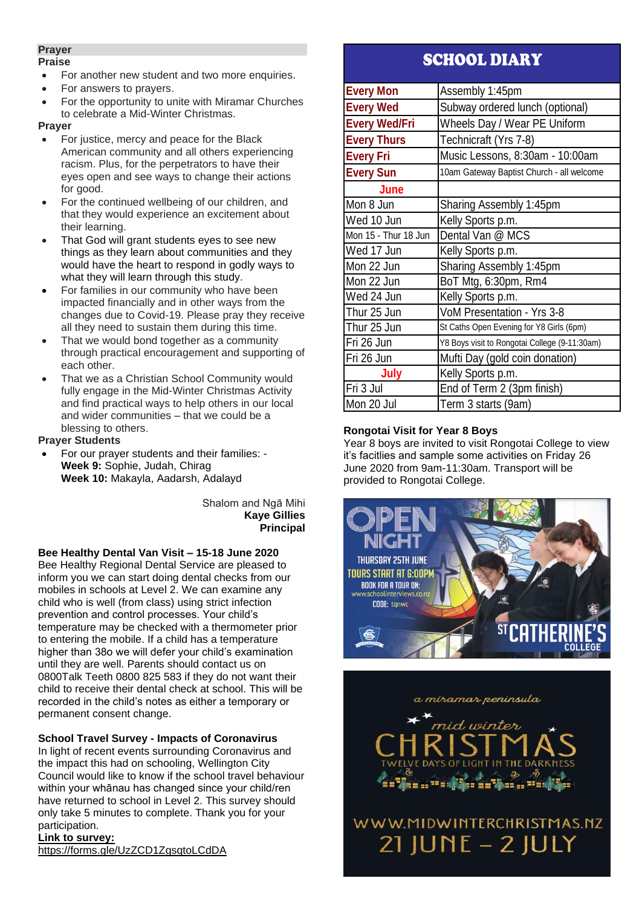## Prayer

### Praise

- For another new student and two more enquiries.
- For answers to prayers.
- For the opportunity to unite with Miramar Churches to celebrate a Mid-Winter Christmas.

### Prayer

- For justice, mercy and peace for the Black American community and all others experiencing racism. Plus, for the perpetrators to have their eyes open and see ways to change their actions for good.
- For the continued wellbeing of our children, and that they would experience an excitement about their learning.
- That God will grant students eyes to see new things as they learn about communities and they would have the heart to respond in godly ways to what they will learn through this study.
- For families in our community who have been impacted financially and in other ways from the changes due to Covid-19. Please pray they receive all they need to sustain them during this time.
- That we would bond together as a community through practical encouragement and supporting of each other.
- That we as a Christian School Community would fully engage in the Mid-Winter Christmas Activity and find practical ways to help others in our local and wider communities – that we could be a blessing to others.

### Prayer Students

- For our prayer students and their families: -
  **Week 9:** Sophie, Judah, Chirag
  **Week 10:** Makayla, Aadarsh, Adalayd

Shalom and Ngā Mihi
**Kaye Gillies**
**Principal**

**Bee Healthy Dental Van Visit – 15-18 June 2020**
Bee Healthy Regional Dental Service are pleased to inform you we can start doing dental checks from our mobiles in schools at Level 2. We can examine any child who is well (from class) using strict infection prevention and control processes. Your child's temperature may be checked with a thermometer prior to entering the mobile. If a child has a temperature higher than 38o we will defer your child's examination until they are well. Parents should contact us on 0800Talk Teeth 0800 825 583 if they do not want their child to receive their dental check at school. This will be recorded in the child's notes as either a temporary or permanent consent change.

**School Travel Survey - Impacts of Coronavirus**
In light of recent events surrounding Coronavirus and the impact this had on schooling, Wellington City Council would like to know if the school travel behaviour within your whānau has changed since your child/ren have returned to school in Level 2. This survey should only take 5 minutes to complete. Thank you for your participation.
**Link to survey:**
https://forms.gle/UzZCD1ZgsqtoLCdDA

## SCHOOL DIARY

| | |
|---|---|
| Every Mon | Assembly 1:45pm |
| Every Wed | Subway ordered lunch (optional) |
| Every Wed/Fri | Wheels Day / Wear PE Uniform |
| Every Thurs | Technicraft (Yrs 7-8) |
| Every Fri | Music Lessons, 8:30am - 10:00am |
| Every Sun | 10am Gateway Baptist Church - all welcome |
| **June** | |
| Mon 8 Jun | Sharing Assembly 1:45pm |
| Wed 10 Jun | Kelly Sports p.m. |
| Mon 15 - Thur 18 Jun | Dental Van @ MCS |
| Wed 17 Jun | Kelly Sports p.m. |
| Mon 22 Jun | Sharing Assembly 1:45pm |
| Mon 22 Jun | BoT Mtg, 6:30pm, Rm4 |
| Wed 24 Jun | Kelly Sports p.m. |
| Thur 25 Jun | VoM Presentation - Yrs 3-8 |
| Thur 25 Jun | St Caths Open Evening for Y8 Girls (6pm) |
| Fri 26 Jun | Y8 Boys visit to Rongotai College (9-11:30am) |
| Fri 26 Jun | Mufti Day (gold coin donation) |
| **July** | Kelly Sports p.m. |
| Fri 3 Jul | End of Term 2 (3pm finish) |
| Mon 20 Jul | Term 3 starts (9am) |

**Rongotai Visit for Year 8 Boys**
Year 8 boys are invited to visit Rongotai College to view it's facitlies and sample some activities on Friday 26 June 2020 from 9am-11:30am. Transport will be provided to Rongotai College.

OPEN NIGHT
THURSDAY 25TH JUNE
TOURS START AT 6:00PM
BOOK FOR A TOUR ON:
www.schoolinterviews.co.nz
CODE: tqnwc
ST CATHERINE'S COLLEGE

a miramar peninsula
mid winter
CHRISTMAS
TWELVE DAYS OF LIGHT IN THE DARKNESS
WWW.MIDWINTERCHRISTMAS.NZ
21 JUNE – 2 JULY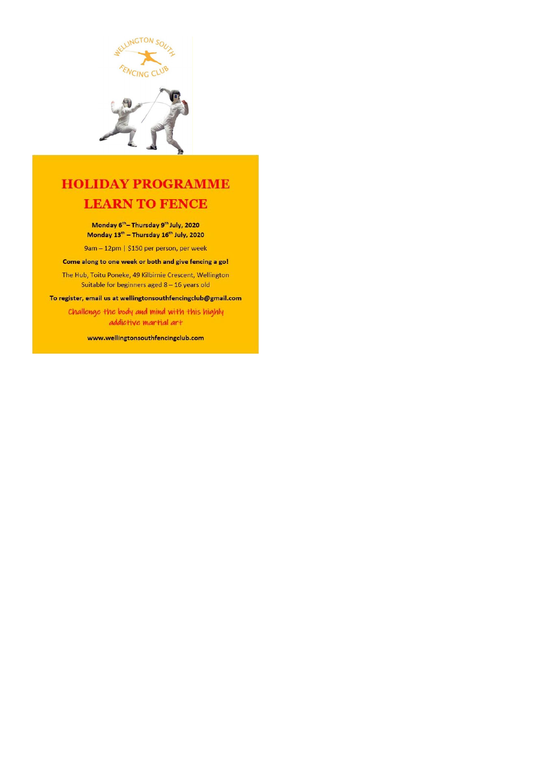# HOLIDAY PROGRAMME

# LEARN TO FENCE

**Monday 6th – Thursday 9th July, 2020**
**Monday 13th – Thursday 16th July, 2020**

9am – 12pm | $150 per person, per week

**Come along to one week or both and give fencing a go!**

The Hub, Toitu Poneke, 49 Kilbirnie Crescent, Wellington
Suitable for beginners aged 8 – 16 years old

**To register, email us at wellingtonsouthfencingclub@gmail.com**

*Challenge the body and mind with this highly addictive martial art*

**www.wellingtonsouthfencingclub.com**